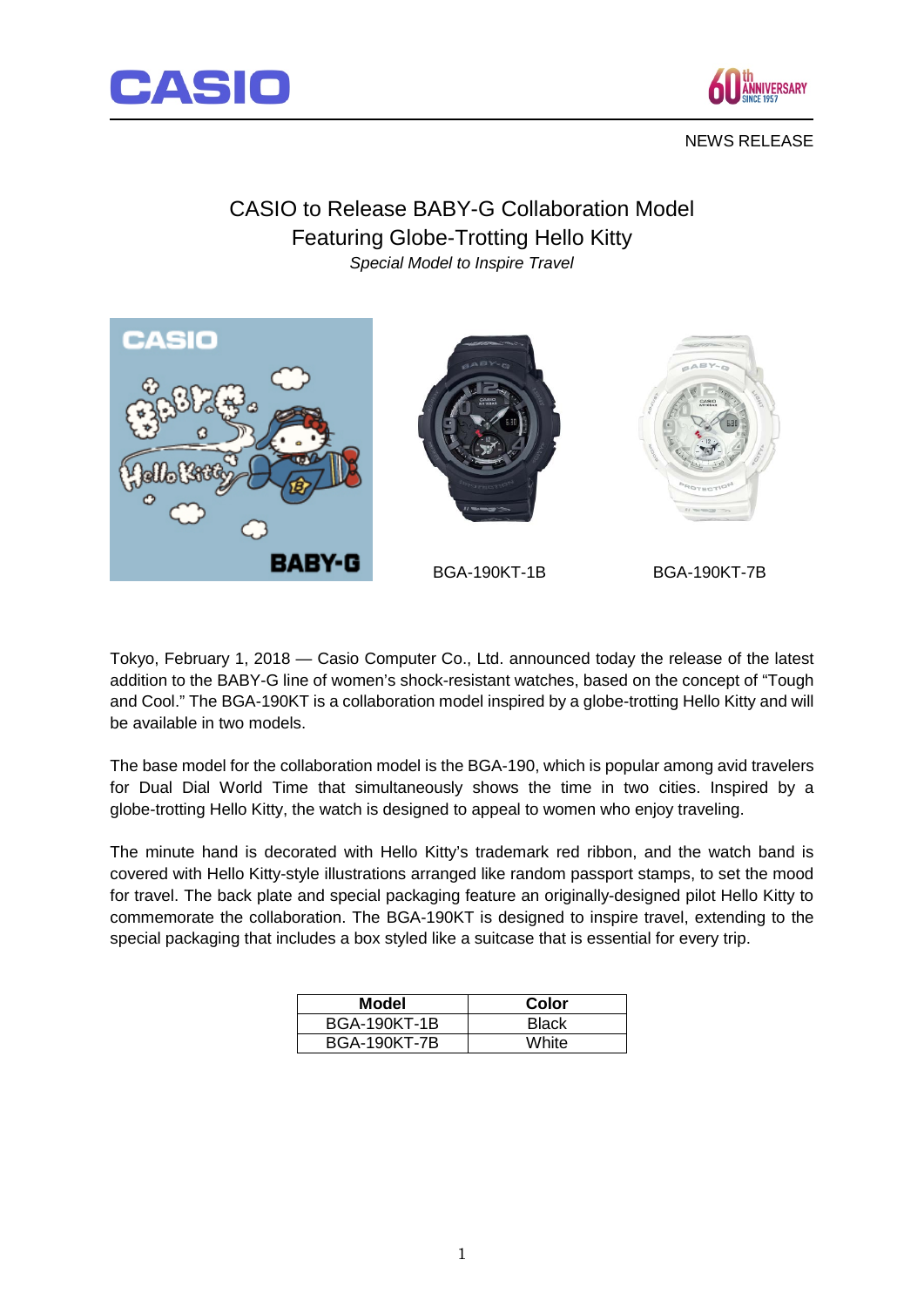NEWS RELEASE

# CASIO to Release BABY-G Collaboration Model Featuring Globe-Trotting Hello Kitty

*Special Model to Inspire Travel*

BGA-190KT-1B

BGA-190KT-7B

Tokyo, February 1, 2018 — Casio Computer Co., Ltd. announced today the release of the latest addition to the BABY-G line of women's shock-resistant watches, based on the concept of "Tough and Cool." The BGA-190KT is a collaboration model inspired by a globe-trotting Hello Kitty and will be available in two models.

The base model for the collaboration model is the BGA-190, which is popular among avid travelers for Dual Dial World Time that simultaneously shows the time in two cities. Inspired by a globe-trotting Hello Kitty, the watch is designed to appeal to women who enjoy traveling.

The minute hand is decorated with Hello Kitty's trademark red ribbon, and the watch band is covered with Hello Kitty-style illustrations arranged like random passport stamps, to set the mood for travel. The back plate and special packaging feature an originally-designed pilot Hello Kitty to commemorate the collaboration. The BGA-190KT is designed to inspire travel, extending to the special packaging that includes a box styled like a suitcase that is essential for every trip.

| Model | Color |
|---|---|
| BGA-190KT-1B | Black |
| BGA-190KT-7B | White |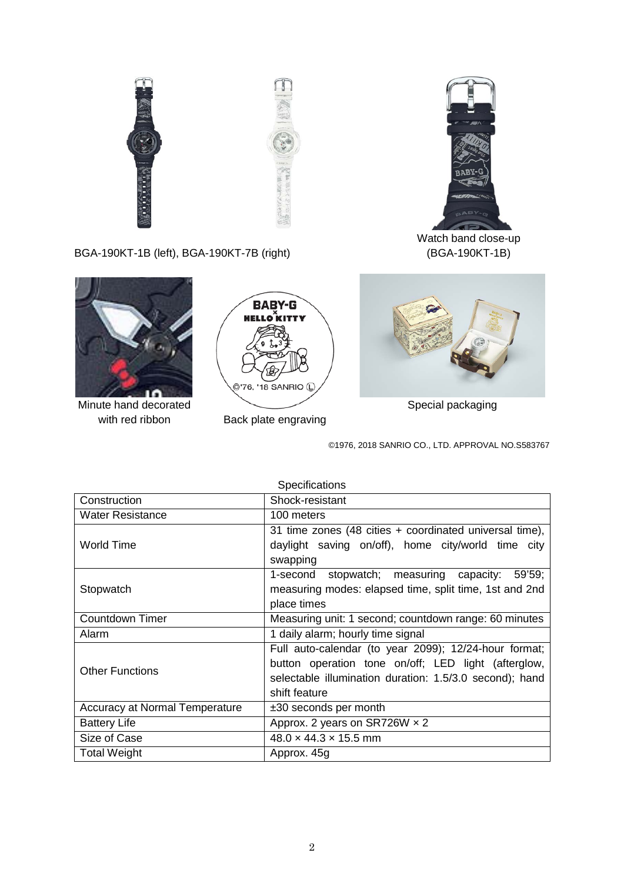BGA-190KT-1B (left), BGA-190KT-7B (right)

Watch band close-up (BGA-190KT-1B)

Minute hand decorated with red ribbon

Back plate engraving

Special packaging

©1976, 2018 SANRIO CO., LTD. APPROVAL NO.S583767

Specifications

| | |
|---|---|
| Construction | Shock-resistant |
| Water Resistance | 100 meters |
| World Time | 31 time zones (48 cities + coordinated universal time), daylight saving on/off), home city/world time city swapping |
| Stopwatch | 1-second stopwatch; measuring capacity: 59'59; measuring modes: elapsed time, split time, 1st and 2nd place times |
| Countdown Timer | Measuring unit: 1 second; countdown range: 60 minutes |
| Alarm | 1 daily alarm; hourly time signal |
| Other Functions | Full auto-calendar (to year 2099); 12/24-hour format; button operation tone on/off; LED light (afterglow, selectable illumination duration: 1.5/3.0 second); hand shift feature |
| Accuracy at Normal Temperature | ±30 seconds per month |
| Battery Life | Approx. 2 years on SR726W × 2 |
| Size of Case | 48.0 × 44.3 × 15.5 mm |
| Total Weight | Approx. 45g |